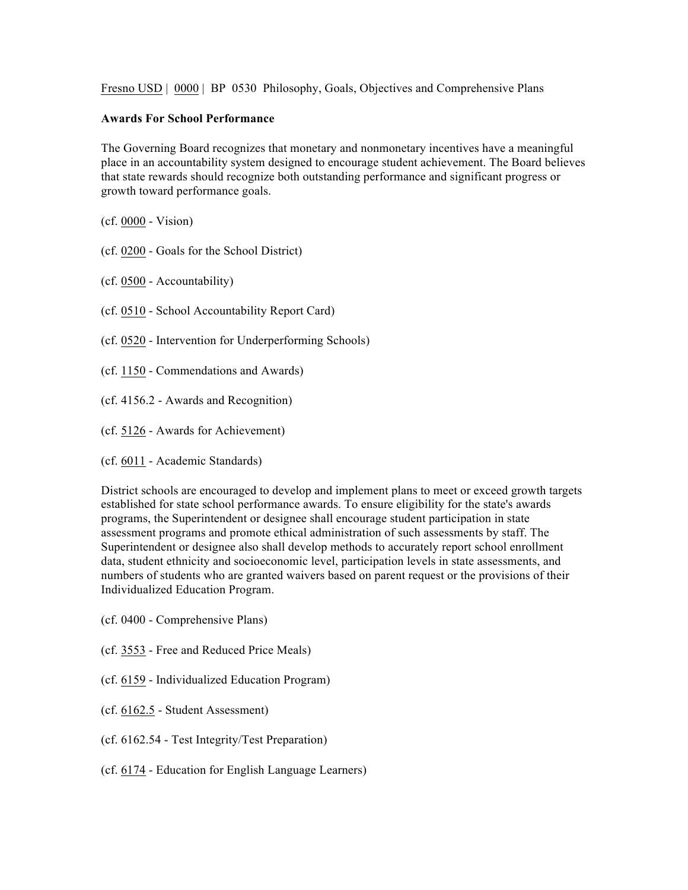Fresno USD | 0000 | BP 0530 Philosophy, Goals, Objectives and Comprehensive Plans

**Awards For School Performance**

The Governing Board recognizes that monetary and nonmonetary incentives have a meaningful place in an accountability system designed to encourage student achievement. The Board believes that state rewards should recognize both outstanding performance and significant progress or growth toward performance goals.

(cf. 0000 - Vision)

(cf. 0200 - Goals for the School District)

(cf. 0500 - Accountability)

(cf. 0510 - School Accountability Report Card)

(cf. 0520 - Intervention for Underperforming Schools)

(cf. 1150 - Commendations and Awards)

(cf. 4156.2 - Awards and Recognition)

(cf. 5126 - Awards for Achievement)

(cf. 6011 - Academic Standards)

District schools are encouraged to develop and implement plans to meet or exceed growth targets established for state school performance awards. To ensure eligibility for the state's awards programs, the Superintendent or designee shall encourage student participation in state assessment programs and promote ethical administration of such assessments by staff. The Superintendent or designee also shall develop methods to accurately report school enrollment data, student ethnicity and socioeconomic level, participation levels in state assessments, and numbers of students who are granted waivers based on parent request or the provisions of their Individualized Education Program.

(cf. 0400 - Comprehensive Plans)

(cf. 3553 - Free and Reduced Price Meals)

(cf. 6159 - Individualized Education Program)

(cf. 6162.5 - Student Assessment)

(cf. 6162.54 - Test Integrity/Test Preparation)

(cf. 6174 - Education for English Language Learners)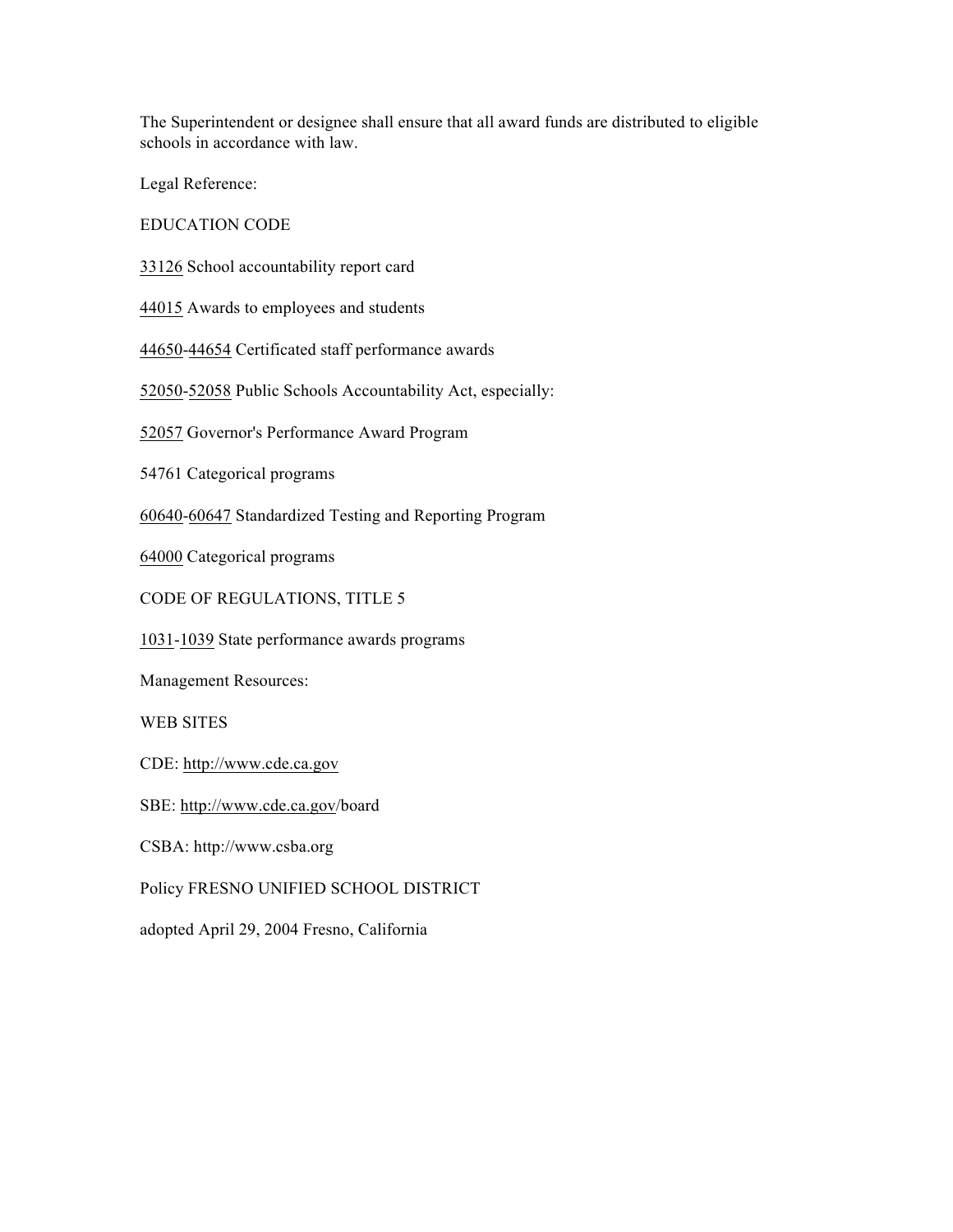The Superintendent or designee shall ensure that all award funds are distributed to eligible schools in accordance with law.

Legal Reference:

EDUCATION CODE

33126 School accountability report card

44015 Awards to employees and students

44650-44654 Certificated staff performance awards

52050-52058 Public Schools Accountability Act, especially:

52057 Governor's Performance Award Program

54761 Categorical programs

60640-60647 Standardized Testing and Reporting Program

64000 Categorical programs

CODE OF REGULATIONS, TITLE 5

1031-1039 State performance awards programs

Management Resources:

WEB SITES

CDE: http://www.cde.ca.gov

SBE: http://www.cde.ca.gov/board

CSBA: http://www.csba.org

Policy FRESNO UNIFIED SCHOOL DISTRICT

adopted April 29, 2004 Fresno, California